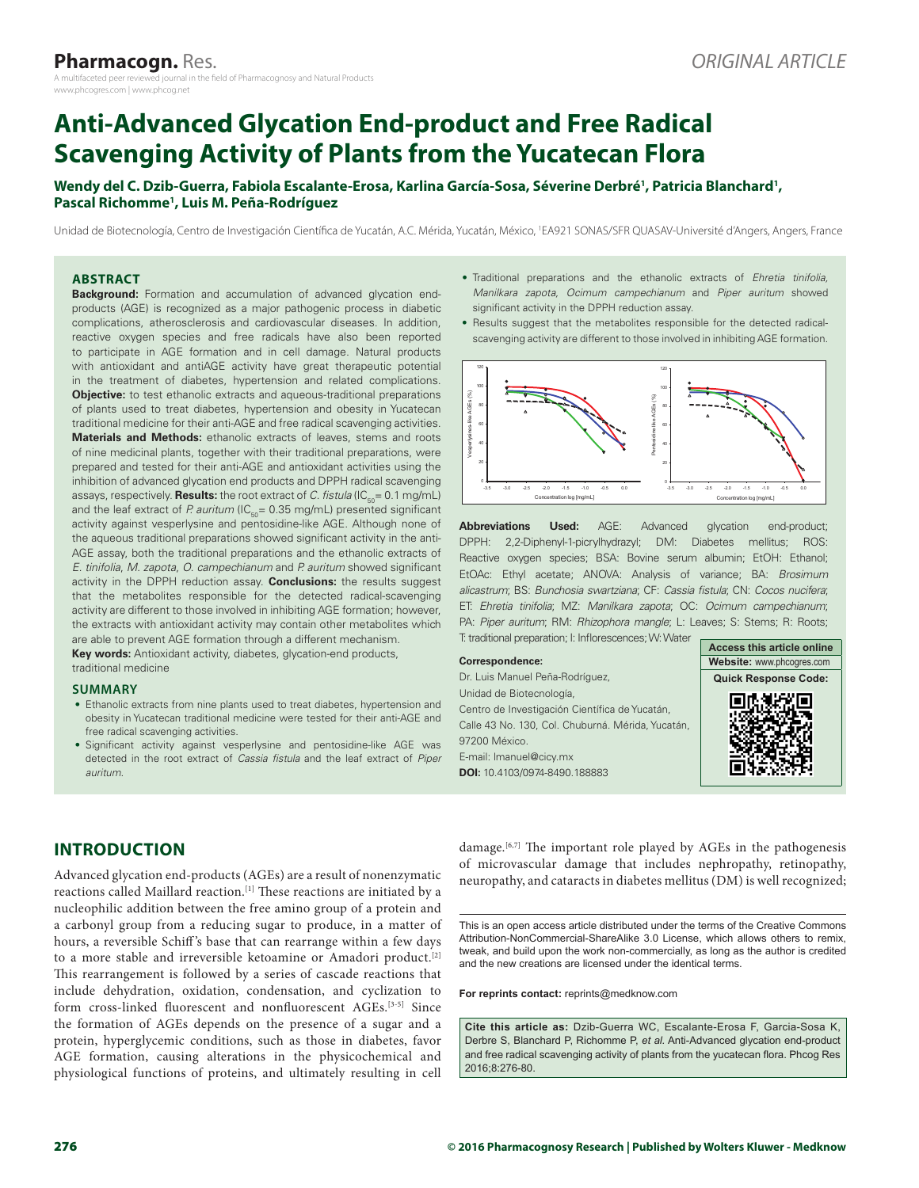ORIGINAL ARTICLE

# Anti-Advanced Glycation End-product and Free Radical Scavenging Activity of Plants from the Yucatecan Flora

**Wendy del C. Dzib-Guerra, Fabiola Escalante-Erosa, Karlina García-Sosa, Séverine Derbré[1], Patricia Blanchard[1], Pascal Richomme[1], Luis M. Peña-Rodríguez**

Unidad de Biotecnología, Centro de Investigación Científica de Yucatán, A.C. Mérida, Yucatán, México, [1]EA921 SONAS/SFR QUASAV-Université d'Angers, Angers, France

## ABSTRACT

**Background:** Formation and accumulation of advanced glycation end-products (AGE) is recognized as a major pathogenic process in diabetic complications, atherosclerosis and cardiovascular diseases. In addition, reactive oxygen species and free radicals have also been reported to participate in AGE formation and in cell damage. Natural products with antioxidant and antiAGE activity have great therapeutic potential in the treatment of diabetes, hypertension and related complications. **Objective:** to test ethanolic extracts and aqueous-traditional preparations of plants used to treat diabetes, hypertension and obesity in Yucatecan traditional medicine for their anti-AGE and free radical scavenging activities. **Materials and Methods:** ethanolic extracts of leaves, stems and roots of nine medicinal plants, together with their traditional preparations, were prepared and tested for their anti-AGE and antioxidant activities using the inhibition of advanced glycation end products and DPPH radical scavenging assays, respectively. **Results:** the root extract of *C. fistula* ($IC_{50}$ = 0.1 mg/mL) and the leaf extract of *P. auritum* ($IC_{50}$ = 0.35 mg/mL) presented significant activity against vesperlysine and pentosidine-like AGE. Although none of the aqueous traditional preparations showed significant activity in the anti-AGE assay, both the traditional preparations and the ethanolic extracts of *E. tinifolia*, *M. zapota*, *O. campechianum* and *P. auritum* showed significant activity in the DPPH reduction assay. **Conclusions:** the results suggest that the metabolites responsible for the detected radical-scavenging activity are different to those involved in inhibiting AGE formation; however, the extracts with antioxidant activity may contain other metabolites which are able to prevent AGE formation through a different mechanism.

**Key words:** Antioxidant activity, diabetes, glycation-end products, traditional medicine

## SUMMARY

- Ethanolic extracts from nine plants used to treat diabetes, hypertension and obesity in Yucatecan traditional medicine were tested for their anti-AGE and free radical scavenging activities.
- Significant activity against vesperlysine and pentosidine-like AGE was detected in the root extract of *Cassia fistula* and the leaf extract of *Piper auritum*.
- Traditional preparations and the ethanolic extracts of *Ehretia tinifolia, Manilkara zapota, Ocimum campechianum* and *Piper auritum* showed significant activity in the DPPH reduction assay.
- Results suggest that the metabolites responsible for the detected radical-scavenging activity are different to those involved in inhibiting AGE formation.

**Abbreviations Used:** AGE: Advanced glycation end-product; DPPH: 2,2-Diphenyl-1-picrylhydrazyl; DM: Diabetes mellitus; ROS: Reactive oxygen species; BSA: Bovine serum albumin; EtOH: Ethanol; EtOAc: Ethyl acetate; ANOVA: Analysis of variance; BA: *Brosimum alicastrum*; BS: *Bunchosia swartziana*; CF: *Cassia fistula*; CN: *Cocos nucifera*; ET: *Ehretia tinifolia*; MZ: *Manilkara zapota*; OC: *Ocimum campechianum*; PA: *Piper auritum*; RM: *Rhizophora mangle*; L: Leaves; S: Stems; R: Roots; T: traditional preparation; I: Inflorescences; W: Water

**Correspondence:**

Dr. Luis Manuel Peña-Rodríguez,
Unidad de Biotecnología,
Centro de Investigación Científica de Yucatán,
Calle 43 No. 130, Col. Chuburná. Mérida, Yucatán,
97200 México.
E-mail: lmanuel@cicy.mx
**DOI:** 10.4103/0974-8490.188883

**Access this article online**
**Website:** www.phcogres.com
**Quick Response Code:**

## INTRODUCTION

Advanced glycation end-products (AGEs) are a result of nonenzymatic reactions called Maillard reaction.[1] These reactions are initiated by a nucleophilic addition between the free amino group of a protein and a carbonyl group from a reducing sugar to produce, in a matter of hours, a reversible Schiff's base that can rearrange within a few days to a more stable and irreversible ketoamine or Amadori product.[2] This rearrangement is followed by a series of cascade reactions that include dehydration, oxidation, condensation, and cyclization to form cross-linked fluorescent and nonfluorescent AGEs.[3-5] Since the formation of AGEs depends on the presence of a sugar and a protein, hyperglycemic conditions, such as those in diabetes, favor AGE formation, causing alterations in the physicochemical and physiological functions of proteins, and ultimately resulting in cell damage.[6,7] The important role played by AGEs in the pathogenesis of microvascular damage that includes nephropathy, retinopathy, neuropathy, and cataracts in diabetes mellitus (DM) is well recognized;

This is an open access article distributed under the terms of the Creative Commons Attribution-NonCommercial-ShareAlike 3.0 License, which allows others to remix, tweak, and build upon the work non-commercially, as long as the author is credited and the new creations are licensed under the identical terms.

**For reprints contact:** reprints@medknow.com

**Cite this article as:** Dzib-Guerra WC, Escalante-Erosa F, Garcia-Sosa K, Derbre S, Blanchard P, Richomme P, *et al.* Anti-Advanced glycation end-product and free radical scavenging activity of plants from the yucatecan flora. Phcog Res 2016;8:276-80.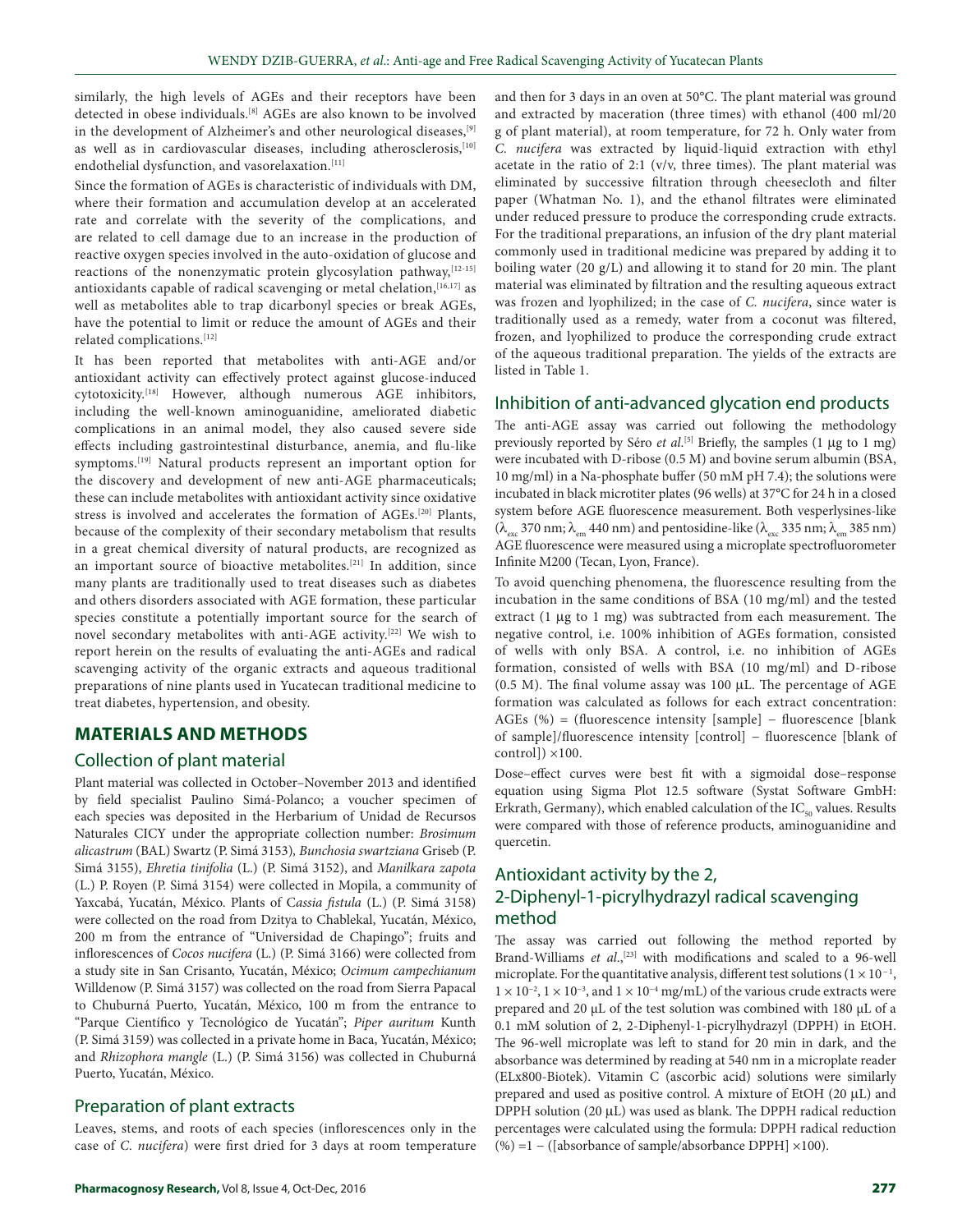similarly, the high levels of AGEs and their receptors have been detected in obese individuals.[8] AGEs are also known to be involved in the development of Alzheimer's and other neurological diseases,[9] as well as in cardiovascular diseases, including atherosclerosis,[10] endothelial dysfunction, and vasorelaxation.[11]

Since the formation of AGEs is characteristic of individuals with DM, where their formation and accumulation develop at an accelerated rate and correlate with the severity of the complications, and are related to cell damage due to an increase in the production of reactive oxygen species involved in the auto-oxidation of glucose and reactions of the nonenzymatic protein glycosylation pathway,[12-15] antioxidants capable of radical scavenging or metal chelation,[16,17] as well as metabolites able to trap dicarbonyl species or break AGEs, have the potential to limit or reduce the amount of AGEs and their related complications.[12]

It has been reported that metabolites with anti-AGE and/or antioxidant activity can effectively protect against glucose-induced cytotoxicity.[18] However, although numerous AGE inhibitors, including the well-known aminoguanidine, ameliorated diabetic complications in an animal model, they also caused severe side effects including gastrointestinal disturbance, anemia, and flu-like symptoms.[19] Natural products represent an important option for the discovery and development of new anti-AGE pharmaceuticals; these can include metabolites with antioxidant activity since oxidative stress is involved and accelerates the formation of AGEs.[20] Plants, because of the complexity of their secondary metabolism that results in a great chemical diversity of natural products, are recognized as an important source of bioactive metabolites.[21] In addition, since many plants are traditionally used to treat diseases such as diabetes and others disorders associated with AGE formation, these particular species constitute a potentially important source for the search of novel secondary metabolites with anti-AGE activity.[22] We wish to report herein on the results of evaluating the anti-AGEs and radical scavenging activity of the organic extracts and aqueous traditional preparations of nine plants used in Yucatecan traditional medicine to treat diabetes, hypertension, and obesity.

## MATERIALS AND METHODS

### Collection of plant material

Plant material was collected in October–November 2013 and identified by field specialist Paulino Simá-Polanco; a voucher specimen of each species was deposited in the Herbarium of Unidad de Recursos Naturales CICY under the appropriate collection number: *Brosimum alicastrum* (BAL) Swartz (P. Simá 3153), *Bunchosia swartziana* Griseb (P. Simá 3155), *Ehretia tinifolia* (L.) (P. Simá 3152), and *Manilkara zapota* (L.) P. Royen (P. Simá 3154) were collected in Mopila, a community of Yaxcabá, Yucatán, México. Plants of *Cassia fistula* (L.) (P. Simá 3158) were collected on the road from Dzitya to Chablekal, Yucatán, México, 200 m from the entrance of "Universidad de Chapingo"; fruits and inflorescences of *Cocos nucifera* (L.) (P. Simá 3166) were collected from a study site in San Crisanto, Yucatán, México; *Ocimum campechianum* Willdenow (P. Simá 3157) was collected on the road from Sierra Papacal to Chuburná Puerto, Yucatán, México, 100 m from the entrance to "Parque Científico y Tecnológico de Yucatán"; *Piper auritum* Kunth (P. Simá 3159) was collected in a private home in Baca, Yucatán, México; and *Rhizophora mangle* (L.) (P. Simá 3156) was collected in Chuburná Puerto, Yucatán, México.

### Preparation of plant extracts

Leaves, stems, and roots of each species (inflorescences only in the case of *C. nucifera*) were first dried for 3 days at room temperature and then for 3 days in an oven at 50°C. The plant material was ground and extracted by maceration (three times) with ethanol (400 ml/20 g of plant material), at room temperature, for 72 h. Only water from *C. nucifera* was extracted by liquid-liquid extraction with ethyl acetate in the ratio of 2:1 (v/v, three times). The plant material was eliminated by successive filtration through cheesecloth and filter paper (Whatman No. 1), and the ethanol filtrates were eliminated under reduced pressure to produce the corresponding crude extracts. For the traditional preparations, an infusion of the dry plant material commonly used in traditional medicine was prepared by adding it to boiling water (20 g/L) and allowing it to stand for 20 min. The plant material was eliminated by filtration and the resulting aqueous extract was frozen and lyophilized; in the case of *C. nucifera*, since water is traditionally used as a remedy, water from a coconut was filtered, frozen, and lyophilized to produce the corresponding crude extract of the aqueous traditional preparation. The yields of the extracts are listed in Table 1.

### Inhibition of anti-advanced glycation end products

The anti-AGE assay was carried out following the methodology previously reported by Séro *et al*.[5] Briefly, the samples (1 μg to 1 mg) were incubated with D-ribose (0.5 M) and bovine serum albumin (BSA, 10 mg/ml) in a Na-phosphate buffer (50 mM pH 7.4); the solutions were incubated in black microtiter plates (96 wells) at 37°C for 24 h in a closed system before AGE fluorescence measurement. Both vesperlysines-like ($\lambda_{exc}$ 370 nm; $\lambda_{em}$ 440 nm) and pentosidine-like ($\lambda_{exc}$ 335 nm; $\lambda_{em}$ 385 nm) AGE fluorescence were measured using a microplate spectrofluorometer Infinite M200 (Tecan, Lyon, France).

To avoid quenching phenomena, the fluorescence resulting from the incubation in the same conditions of BSA (10 mg/ml) and the tested extract (1 μg to 1 mg) was subtracted from each measurement. The negative control, i.e. 100% inhibition of AGEs formation, consisted of wells with only BSA. A control, i.e. no inhibition of AGEs formation, consisted of wells with BSA (10 mg/ml) and D-ribose (0.5 M). The final volume assay was 100 μL. The percentage of AGE formation was calculated as follows for each extract concentration: AGEs (%) = (fluorescence intensity [sample] – fluorescence [blank of sample]/fluorescence intensity [control] – fluorescence [blank of control]) ×100.

Dose–effect curves were best fit with a sigmoidal dose–response equation using Sigma Plot 12.5 software (Systat Software GmbH: Erkrath, Germany), which enabled calculation of the $IC_{50}$ values. Results were compared with those of reference products, aminoguanidine and quercetin.

### Antioxidant activity by the 2, 2-Diphenyl-1-picrylhydrazyl radical scavenging method

The assay was carried out following the method reported by Brand-Williams *et al*.,[23] with modifications and scaled to a 96-well microplate. For the quantitative analysis, different test solutions ($1 \times 10^{-1}$, $1 \times 10^{-2}$, $1 \times 10^{-3}$, and $1 \times 10^{-4}$ mg/mL) of the various crude extracts were prepared and 20 μL of the test solution was combined with 180 μL of a 0.1 mM solution of 2, 2-Diphenyl-1-picrylhydrazyl (DPPH) in EtOH. The 96-well microplate was left to stand for 20 min in dark, and the absorbance was determined by reading at 540 nm in a microplate reader (ELx800-Biotek). Vitamin C (ascorbic acid) solutions were similarly prepared and used as positive control. A mixture of EtOH (20 μL) and DPPH solution (20 μL) was used as blank. The DPPH radical reduction percentages were calculated using the formula: DPPH radical reduction (%) =1 – ([absorbance of sample/absorbance DPPH] ×100).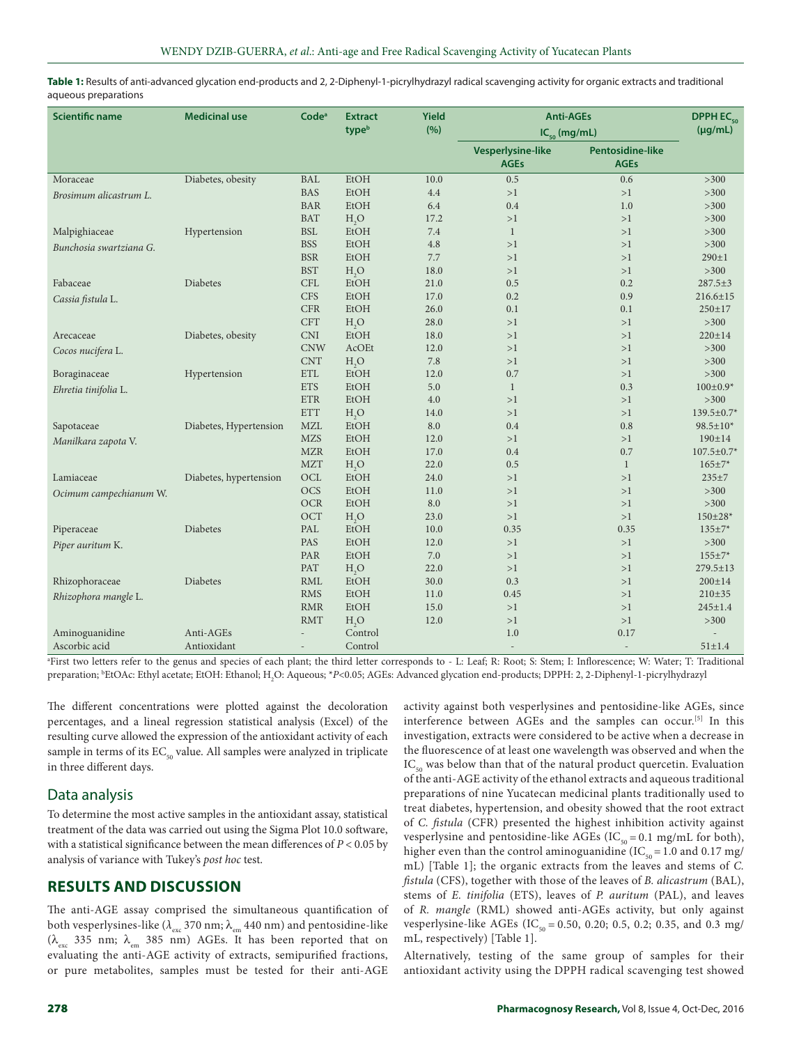**Table 1:** Results of anti-advanced glycation end-products and 2, 2-Diphenyl-1-picrylhydrazyl radical scavenging activity for organic extracts and traditional aqueous preparations

| Scientific name | Medicinal use | Code[a] | Extract type[b] | Yield (%) | Anti-AGEs $IC_{50}$ (mg/mL) | | DPPH $EC_{50}$ (μg/mL) |
|---|---|---|---|---|---|---|---|
| | | | | | Vesperlysine-like AGEs | Pentosidine-like AGEs | |
| Moraceae | Diabetes, obesity | BAL | EtOH | 10.0 | 0.5 | 0.6 | >300 |
| *Brosimum alicastrum* L. | | BAS | EtOH | 4.4 | >1 | >1 | >300 |
| | | BAR | EtOH | 6.4 | 0.4 | 1.0 | >300 |
| | | BAT | $H_2O$ | 17.2 | >1 | >1 | >300 |
| Malpighiaceae | Hypertension | BSL | EtOH | 7.4 | 1 | >1 | >300 |
| *Bunchosia swartziana* G. | | BSS | EtOH | 4.8 | >1 | >1 | >300 |
| | | BSR | EtOH | 7.7 | >1 | >1 | 290±1 |
| | | BST | $H_2O$ | 18.0 | >1 | >1 | >300 |
| Fabaceae | Diabetes | CFL | EtOH | 21.0 | 0.5 | 0.2 | 287.5±3 |
| *Cassia fistula* L. | | CFS | EtOH | 17.0 | 0.2 | 0.9 | 216.6±15 |
| | | CFR | EtOH | 26.0 | 0.1 | 0.1 | 250±17 |
| | | CFT | $H_2O$ | 28.0 | >1 | >1 | >300 |
| Arecaceae | Diabetes, obesity | CNI | EtOH | 18.0 | >1 | >1 | 220±14 |
| *Cocos nucifera* L. | | CNW | AcOEt | 12.0 | >1 | >1 | >300 |
| | | CNT | $H_2O$ | 7.8 | >1 | >1 | >300 |
| Boraginaceae | Hypertension | ETL | EtOH | 12.0 | 0.7 | >1 | >300 |
| *Ehretia tinifolia* L. | | ETS | EtOH | 5.0 | 1 | 0.3 | 100±0.9* |
| | | ETR | EtOH | 4.0 | >1 | >1 | >300 |
| | | ETT | $H_2O$ | 14.0 | >1 | >1 | 139.5±0.7* |
| Sapotaceae | Diabetes, Hypertension | MZL | EtOH | 8.0 | 0.4 | 0.8 | 98.5±10* |
| *Manilkara zapota* V. | | MZS | EtOH | 12.0 | >1 | >1 | 190±14 |
| | | MZR | EtOH | 17.0 | 0.4 | 0.7 | 107.5±0.7* |
| | | MZT | $H_2O$ | 22.0 | 0.5 | 1 | 165±7* |
| Lamiaceae | Diabetes, hypertension | OCL | EtOH | 24.0 | >1 | >1 | 235±7 |
| *Ocimum campechianum* W. | | OCS | EtOH | 11.0 | >1 | >1 | >300 |
| | | OCR | EtOH | 8.0 | >1 | >1 | >300 |
| | | OCT | $H_2O$ | 23.0 | >1 | >1 | 150±28* |
| Piperaceae | Diabetes | PAL | EtOH | 10.0 | 0.35 | 0.35 | 135±7* |
| *Piper auritum* K. | | PAS | EtOH | 12.0 | >1 | >1 | >300 |
| | | PAR | EtOH | 7.0 | >1 | >1 | 155±7* |
| | | PAT | $H_2O$ | 22.0 | >1 | >1 | 279.5±13 |
| Rhizophoraceae | Diabetes | RML | EtOH | 30.0 | 0.3 | >1 | 200±14 |
| *Rhizophora mangle* L. | | RMS | EtOH | 11.0 | 0.45 | >1 | 210±35 |
| | | RMR | EtOH | 15.0 | >1 | >1 | 245±1.4 |
| | | RMT | $H_2O$ | 12.0 | >1 | >1 | >300 |
| Aminoguanidine | Anti-AGEs | - | Control | | 1.0 | 0.17 | - |
| Ascorbic acid | Antioxidant | - | Control | | - | - | 51±1.4 |

[a]First two letters refer to the genus and species of each plant; the third letter corresponds to - L: Leaf; R: Root; S: Stem; I: Inflorescence; W: Water; T: Traditional preparation; [b]EtOAc: Ethyl acetate; EtOH: Ethanol; $H_2O$: Aqueous; *$P$<0.05; AGEs: Advanced glycation end-products; DPPH: 2, 2-Diphenyl-1-picrylhydrazyl

The different concentrations were plotted against the decoloration percentages, and a lineal regression statistical analysis (Excel) of the resulting curve allowed the expression of the antioxidant activity of each sample in terms of its $EC_{50}$ value. All samples were analyzed in triplicate in three different days.

## Data analysis

To determine the most active samples in the antioxidant assay, statistical treatment of the data was carried out using the Sigma Plot 10.0 software, with a statistical significance between the mean differences of $P < 0.05$ by analysis of variance with Tukey's *post hoc* test.

## RESULTS AND DISCUSSION

The anti-AGE assay comprised the simultaneous quantification of both vesperlysines-like ($\lambda_{exc}$ 370 nm; $\lambda_{em}$ 440 nm) and pentosidine-like ($\lambda_{exc}$ 335 nm; $\lambda_{em}$ 385 nm) AGEs. It has been reported that on evaluating the anti-AGE activity of extracts, semipurified fractions, or pure metabolites, samples must be tested for their anti-AGE activity against both vesperlysines and pentosidine-like AGEs, since interference between AGEs and the samples can occur.[5] In this investigation, extracts were considered to be active when a decrease in the fluorescence of at least one wavelength was observed and when the $IC_{50}$ was below than that of the natural product quercetin. Evaluation of the anti-AGE activity of the ethanol extracts and aqueous traditional preparations of nine Yucatecan medicinal plants traditionally used to treat diabetes, hypertension, and obesity showed that the root extract of *C. fistula* (CFR) presented the highest inhibition activity against vesperlysine and pentosidine-like AGEs ($IC_{50}$ = 0.1 mg/mL for both), higher even than the control aminoguanidine ($IC_{50}$ = 1.0 and 0.17 mg/mL) [Table 1]; the organic extracts from the leaves and stems of *C. fistula* (CFS), together with those of the leaves of *B. alicastrum* (BAL), stems of *E. tinifolia* (ETS), leaves of *P. auritum* (PAL), and leaves of *R. mangle* (RML) showed anti-AGEs activity, but only against vesperlysine-like AGEs ($IC_{50}$ = 0.50, 0.20; 0.5, 0.2; 0.35, and 0.3 mg/mL, respectively) [Table 1].

Alternatively, testing of the same group of samples for their antioxidant activity using the DPPH radical scavenging test showed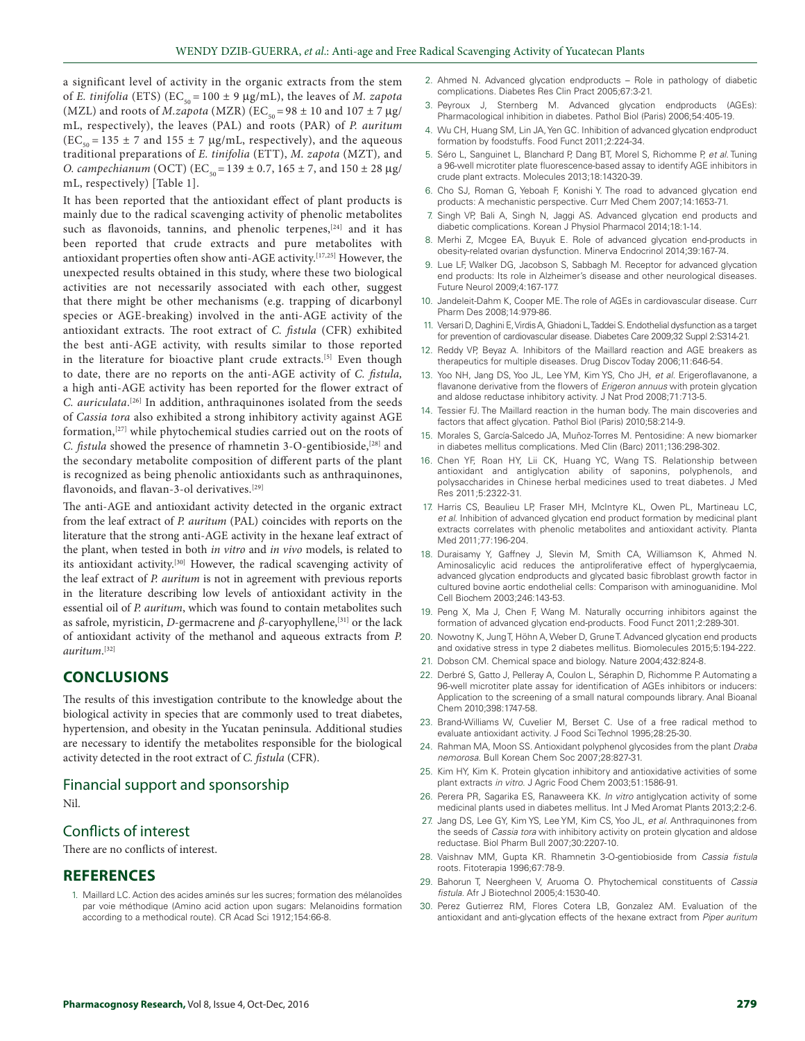a significant level of activity in the organic extracts from the stem of *E. tinifolia* (ETS) ($EC_{50}$ = 100 ± 9 µg/mL), the leaves of *M. zapota* (MZL) and roots of *M.zapota* (MZR) ($EC_{50}$ = 98 ± 10 and 107 ± 7 µg/mL, respectively), the leaves (PAL) and roots (PAR) of *P. auritum* ($EC_{50}$ = 135 ± 7 and 155 ± 7 µg/mL, respectively), and the aqueous traditional preparations of *E. tinifolia* (ETT), *M. zapota* (MZT), and *O. campechianum* (OCT) ($EC_{50}$ = 139 ± 0.7, 165 ± 7, and 150 ± 28 µg/mL, respectively) [Table 1].

It has been reported that the antioxidant effect of plant products is mainly due to the radical scavenging activity of phenolic metabolites such as flavonoids, tannins, and phenolic terpenes,[24] and it has been reported that crude extracts and pure metabolites with antioxidant properties often show anti-AGE activity.[17,25] However, the unexpected results obtained in this study, where these two biological activities are not necessarily associated with each other, suggest that there might be other mechanisms (e.g. trapping of dicarbonyl species or AGE-breaking) involved in the anti-AGE activity of the antioxidant extracts. The root extract of *C. fistula* (CFR) exhibited the best anti-AGE activity, with results similar to those reported in the literature for bioactive plant crude extracts.[5] Even though to date, there are no reports on the anti-AGE activity of *C. fistula,* a high anti-AGE activity has been reported for the flower extract of *C. auriculata*.[26] In addition, anthraquinones isolated from the seeds of *Cassia tora* also exhibited a strong inhibitory activity against AGE formation,[27] while phytochemical studies carried out on the roots of *C. fistula* showed the presence of rhamnetin 3-O-gentibioside,[28] and the secondary metabolite composition of different parts of the plant is recognized as being phenolic antioxidants such as anthraquinones, flavonoids, and flavan-3-ol derivatives.[29]

The anti-AGE and antioxidant activity detected in the organic extract from the leaf extract of *P. auritum* (PAL) coincides with reports on the literature that the strong anti-AGE activity in the hexane leaf extract of the plant, when tested in both *in vitro* and *in vivo* models, is related to its antioxidant activity.[30] However, the radical scavenging activity of the leaf extract of *P. auritum* is not in agreement with previous reports in the literature describing low levels of antioxidant activity in the essential oil of *P. auritum*, which was found to contain metabolites such as safrole, myristicin, *D*-germacrene and *β*-caryophyllene,[31] or the lack of antioxidant activity of the methanol and aqueous extracts from *P. auritum*.[32]

## CONCLUSIONS

The results of this investigation contribute to the knowledge about the biological activity in species that are commonly used to treat diabetes, hypertension, and obesity in the Yucatan peninsula. Additional studies are necessary to identify the metabolites responsible for the biological activity detected in the root extract of *C. fistula* (CFR).

### Financial support and sponsorship

Nil.

### Conflicts of interest

There are no conflicts of interest.

## REFERENCES

1. Maillard LC. Action des acides aminés sur les sucres; formation des mélanoïdes par voie méthodique (Amino acid action upon sugars: Melanoidins formation according to a methodical route). CR Acad Sci 1912;154:66-8.
2. Ahmed N. Advanced glycation endproducts – Role in pathology of diabetic complications. Diabetes Res Clin Pract 2005;67:3-21.
3. Peyroux J, Sternberg M. Advanced glycation endproducts (AGEs): Pharmacological inhibition in diabetes. Pathol Biol (Paris) 2006;54:405-19.
4. Wu CH, Huang SM, Lin JA, Yen GC. Inhibition of advanced glycation endproduct formation by foodstuffs. Food Funct 2011;2:224-34.
5. Séro L, Sanguinet L, Blanchard P, Dang BT, Morel S, Richomme P, *et al.* Tuning a 96-well microtiter plate fluorescence-based assay to identify AGE inhibitors in crude plant extracts. Molecules 2013;18:14320-39.
6. Cho SJ, Roman G, Yeboah F, Konishi Y. The road to advanced glycation end products: A mechanistic perspective. Curr Med Chem 2007;14:1653-71.
7. Singh VP, Bali A, Singh N, Jaggi AS. Advanced glycation end products and diabetic complications. Korean J Physiol Pharmacol 2014;18:1-14.
8. Merhi Z, Mcgee EA, Buyuk E. Role of advanced glycation end-products in obesity-related ovarian dysfunction. Minerva Endocrinol 2014;39:167-74.
9. Lue LF, Walker DG, Jacobson S, Sabbagh M. Receptor for advanced glycation end products: Its role in Alzheimer's disease and other neurological diseases. Future Neurol 2009;4:167-177.
10. Jandeleit-Dahm K, Cooper ME. The role of AGEs in cardiovascular disease. Curr Pharm Des 2008;14:979-86.
11. Versari D, Daghini E, Virdis A, Ghiadoni L, Taddei S. Endothelial dysfunction as a target for prevention of cardiovascular disease. Diabetes Care 2009;32 Suppl 2:S314-21.
12. Reddy VP, Beyaz A. Inhibitors of the Maillard reaction and AGE breakers as therapeutics for multiple diseases. Drug Discov Today 2006;11:646-54.
13. Yoo NH, Jang DS, Yoo JL, Lee YM, Kim YS, Cho JH, *et al.* Erigeroflavanone, a flavanone derivative from the flowers of *Erigeron annuus* with protein glycation and aldose reductase inhibitory activity. J Nat Prod 2008;71:713-5.
14. Tessier FJ. The Maillard reaction in the human body. The main discoveries and factors that affect glycation. Pathol Biol (Paris) 2010;58:214-9.
15. Morales S, García-Salcedo JA, Muñoz-Torres M. Pentosidine: A new biomarker in diabetes mellitus complications. Med Clin (Barc) 2011;136:298-302.
16. Chen YF, Roan HY, Lii CK, Huang YC, Wang TS. Relationship between antioxidant and antiglycation ability of saponins, polyphenols, and polysaccharides in Chinese herbal medicines used to treat diabetes. J Med Res 2011;5:2322-31.
17. Harris CS, Beaulieu LP, Fraser MH, McIntyre KL, Owen PL, Martineau LC, *et al.* Inhibition of advanced glycation end product formation by medicinal plant extracts correlates with phenolic metabolites and antioxidant activity. Planta Med 2011;77:196-204.
18. Duraisamy Y, Gaffney J, Slevin M, Smith CA, Williamson K, Ahmed N. Aminosalicylic acid reduces the antiproliferative effect of hyperglycaemia, advanced glycation endproducts and glycated basic fibroblast growth factor in cultured bovine aortic endothelial cells: Comparison with aminoguanidine. Mol Cell Biochem 2003;246:143-53.
19. Peng X, Ma J, Chen F, Wang M. Naturally occurring inhibitors against the formation of advanced glycation end-products. Food Funct 2011;2:289-301.
20. Nowotny K, Jung T, Höhn A, Weber D, Grune T. Advanced glycation end products and oxidative stress in type 2 diabetes mellitus. Biomolecules 2015;5:194-222.
21. Dobson CM. Chemical space and biology. Nature 2004;432:824-8.
22. Derbré S, Gatto J, Pelleray A, Coulon L, Séraphin D, Richomme P. Automating a 96-well microtiter plate assay for identification of AGEs inhibitors or inducers: Application to the screening of a small natural compounds library. Anal Bioanal Chem 2010;398:1747-58.
23. Brand-Williams W, Cuvelier M, Berset C. Use of a free radical method to evaluate antioxidant activity. J Food Sci Technol 1995;28:25-30.
24. Rahman MA, Moon SS. Antioxidant polyphenol glycosides from the plant *Draba nemorosa.* Bull Korean Chem Soc 2007;28:827-31.
25. Kim HY, Kim K. Protein glycation inhibitory and antioxidative activities of some plant extracts *in vitro*. J Agric Food Chem 2003;51:1586-91.
26. Perera PR, Sagarika ES, Ranaweera KK. *In vitro* antiglycation activity of some medicinal plants used in diabetes mellitus. Int J Med Aromat Plants 2013;2:2-6.
27. Jang DS, Lee GY, Kim YS, Lee YM, Kim CS, Yoo JL, *et al.* Anthraquinones from the seeds of *Cassia tora* with inhibitory activity on protein glycation and aldose reductase. Biol Pharm Bull 2007;30:2207-10.
28. Vaishnav MM, Gupta KR. Rhamnetin 3-O-gentiobioside from *Cassia fistula* roots. Fitoterapia 1996;67:78-9.
29. Bahorun T, Neergheen V, Aruoma O. Phytochemical constituents of *Cassia fistula*. Afr J Biotechnol 2005;4:1530-40.
30. Perez Gutierrez RM, Flores Cotera LB, Gonzalez AM. Evaluation of the antioxidant and anti-glycation effects of the hexane extract from *Piper auritum*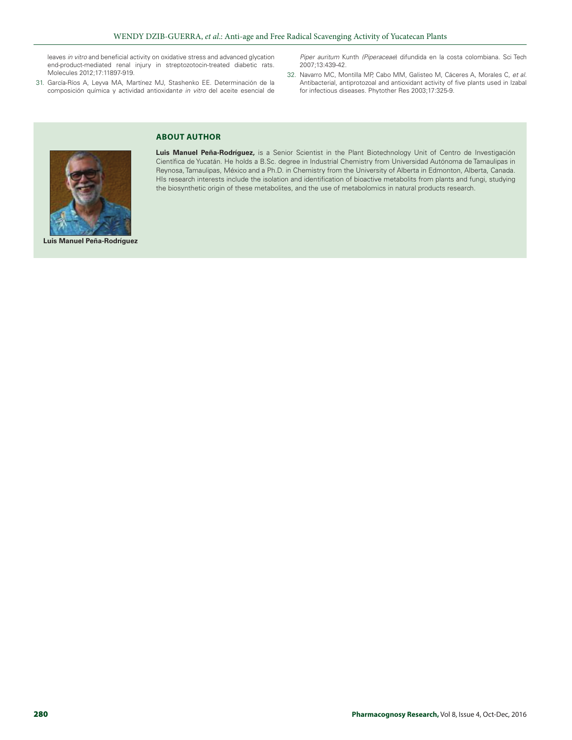leaves *in vitro* and beneficial activity on oxidative stress and advanced glycation end-product-mediated renal injury in streptozotocin-treated diabetic rats. Molecules 2012;17:11897-919.

31. García-Ríos A, Leyva MA, Martínez MJ, Stashenko EE. Determinación de la composición química y actividad antioxidante *in vitro* del aceite esencial de *Piper auritum* Kunth *(Piperaceae)* difundida en la costa colombiana. Sci Tech 2007;13:439-42.
32. Navarro MC, Montilla MP, Cabo MM, Galisteo M, Cáceres A, Morales C, *et al*. Antibacterial, antiprotozoal and antioxidant activity of five plants used in Izabal for infectious diseases. Phytother Res 2003;17:325-9.

## ABOUT AUTHOR

**Luis Manuel Peña-Rodríguez**

**Luis Manuel Peña-Rodríguez,** is a Senior Scientist in the Plant Biotechnology Unit of Centro de Investigación Científica de Yucatán. He holds a B.Sc. degree in Industrial Chemistry from Universidad Autónoma de Tamaulipas in Reynosa, Tamaulipas, México and a Ph.D. in Chemistry from the University of Alberta in Edmonton, Alberta, Canada. HIs research interests include the isolation and identification of bioactive metabolits from plants and fungi, studying the biosynthetic origin of these metabolites, and the use of metabolomics in natural products research.